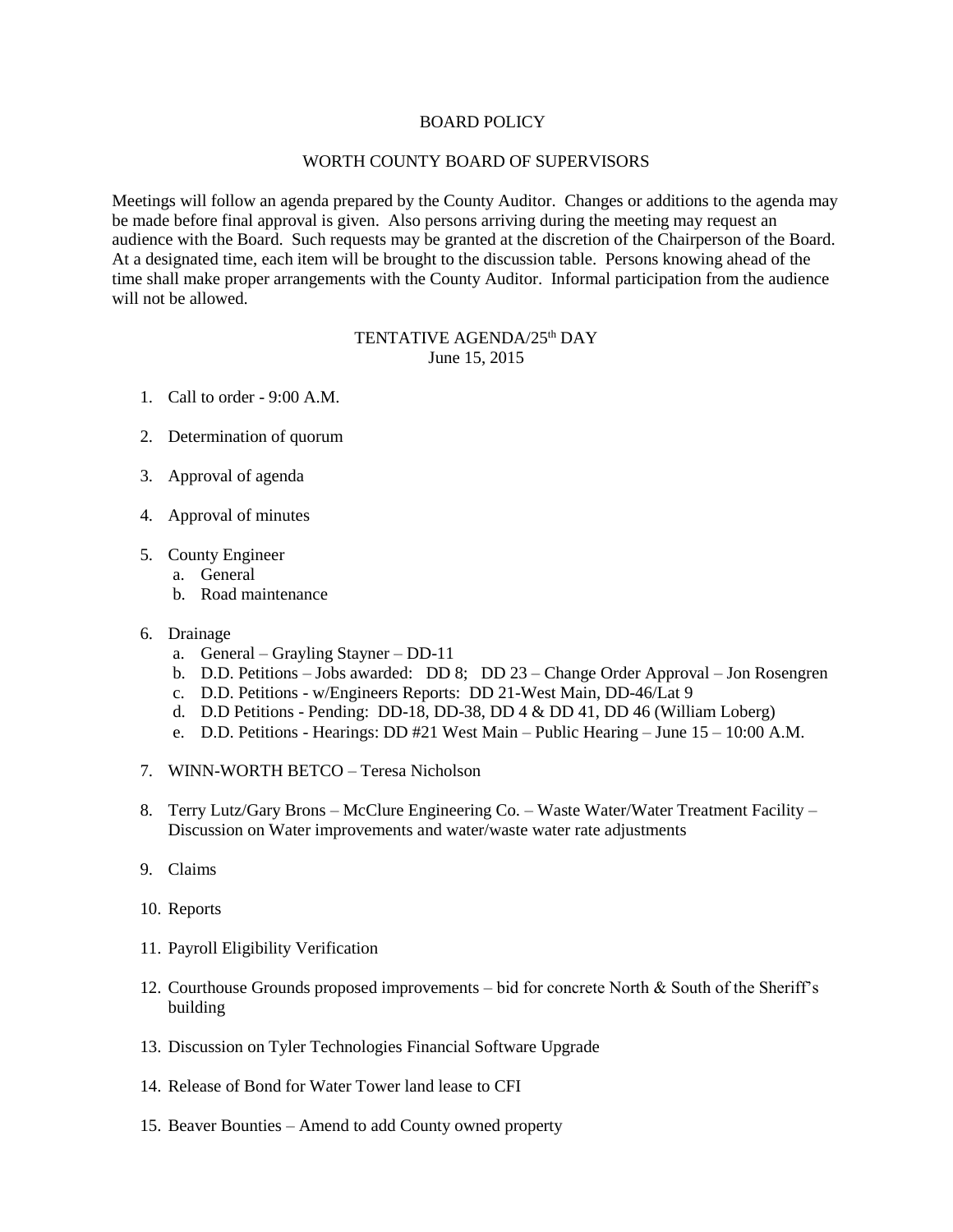# BOARD POLICY

## WORTH COUNTY BOARD OF SUPERVISORS

Meetings will follow an agenda prepared by the County Auditor. Changes or additions to the agenda may be made before final approval is given. Also persons arriving during the meeting may request an audience with the Board. Such requests may be granted at the discretion of the Chairperson of the Board. At a designated time, each item will be brought to the discussion table. Persons knowing ahead of the time shall make proper arrangements with the County Auditor. Informal participation from the audience will not be allowed.

### TENTATIVE AGENDA/25th DAY
June 15, 2015

1. Call to order - 9:00 A.M.

2. Determination of quorum

3. Approval of agenda

4. Approval of minutes

5. County Engineer
   a. General
   b. Road maintenance

6. Drainage
   a. General – Grayling Stayner – DD-11
   b. D.D. Petitions – Jobs awarded: DD 8; DD 23 – Change Order Approval – Jon Rosengren
   c. D.D. Petitions - w/Engineers Reports: DD 21-West Main, DD-46/Lat 9
   d. D.D Petitions - Pending: DD-18, DD-38, DD 4 & DD 41, DD 46 (William Loberg)
   e. D.D. Petitions - Hearings: DD #21 West Main – Public Hearing – June 15 – 10:00 A.M.

7. WINN-WORTH BETCO – Teresa Nicholson

8. Terry Lutz/Gary Brons – McClure Engineering Co. – Waste Water/Water Treatment Facility – Discussion on Water improvements and water/waste water rate adjustments

9. Claims

10. Reports

11. Payroll Eligibility Verification

12. Courthouse Grounds proposed improvements – bid for concrete North & South of the Sheriff's building

13. Discussion on Tyler Technologies Financial Software Upgrade

14. Release of Bond for Water Tower land lease to CFI

15. Beaver Bounties – Amend to add County owned property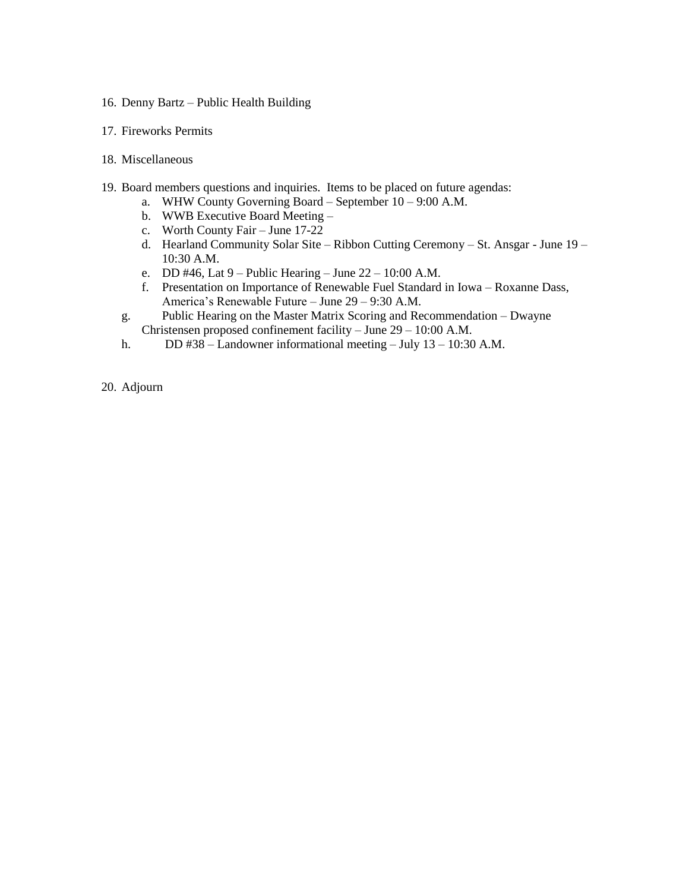16. Denny Bartz – Public Health Building

17. Fireworks Permits

18. Miscellaneous

19. Board members questions and inquiries. Items to be placed on future agendas:
    a. WHW County Governing Board – September 10 – 9:00 A.M.
    b. WWB Executive Board Meeting –
    c. Worth County Fair – June 17-22
    d. Hearland Community Solar Site – Ribbon Cutting Ceremony – St. Ansgar - June 19 – 10:30 A.M.
    e. DD #46, Lat 9 – Public Hearing – June 22 – 10:00 A.M.
    f. Presentation on Importance of Renewable Fuel Standard in Iowa – Roxanne Dass, America's Renewable Future – June 29 – 9:30 A.M.
    g. Public Hearing on the Master Matrix Scoring and Recommendation – Dwayne Christensen proposed confinement facility – June 29 – 10:00 A.M.
    h. DD #38 – Landowner informational meeting – July 13 – 10:30 A.M.

20. Adjourn